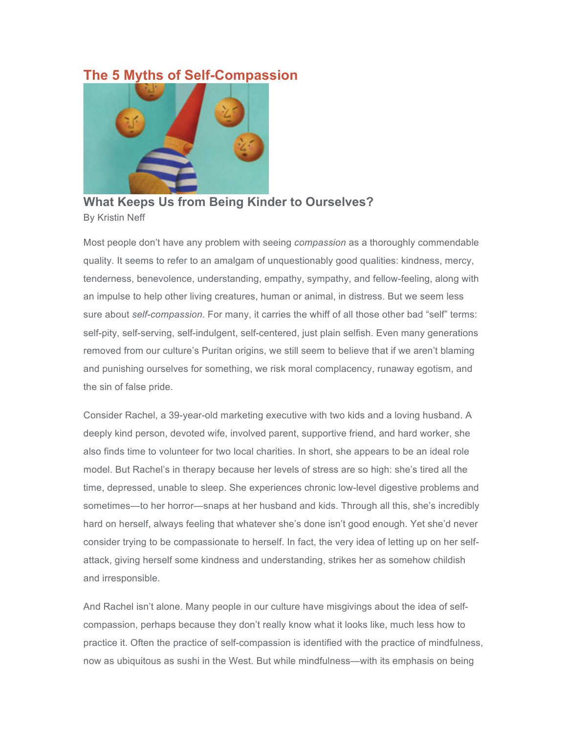# The 5 Myths of Self-Compassion

## What Keeps Us from Being Kinder to Ourselves?

By Kristin Neff

Most people don't have any problem with seeing *compassion* as a thoroughly commendable quality. It seems to refer to an amalgam of unquestionably good qualities: kindness, mercy, tenderness, benevolence, understanding, empathy, sympathy, and fellow-feeling, along with an impulse to help other living creatures, human or animal, in distress. But we seem less sure about *self-compassion*. For many, it carries the whiff of all those other bad "self" terms: self-pity, self-serving, self-indulgent, self-centered, just plain selfish. Even many generations removed from our culture's Puritan origins, we still seem to believe that if we aren't blaming and punishing ourselves for something, we risk moral complacency, runaway egotism, and the sin of false pride.

Consider Rachel, a 39-year-old marketing executive with two kids and a loving husband. A deeply kind person, devoted wife, involved parent, supportive friend, and hard worker, she also finds time to volunteer for two local charities. In short, she appears to be an ideal role model. But Rachel's in therapy because her levels of stress are so high: she's tired all the time, depressed, unable to sleep. She experiences chronic low-level digestive problems and sometimes—to her horror—snaps at her husband and kids. Through all this, she's incredibly hard on herself, always feeling that whatever she's done isn't good enough. Yet she'd never consider trying to be compassionate to herself. In fact, the very idea of letting up on her self-attack, giving herself some kindness and understanding, strikes her as somehow childish and irresponsible.

And Rachel isn't alone. Many people in our culture have misgivings about the idea of self-compassion, perhaps because they don't really know what it looks like, much less how to practice it. Often the practice of self-compassion is identified with the practice of mindfulness, now as ubiquitous as sushi in the West. But while mindfulness—with its emphasis on being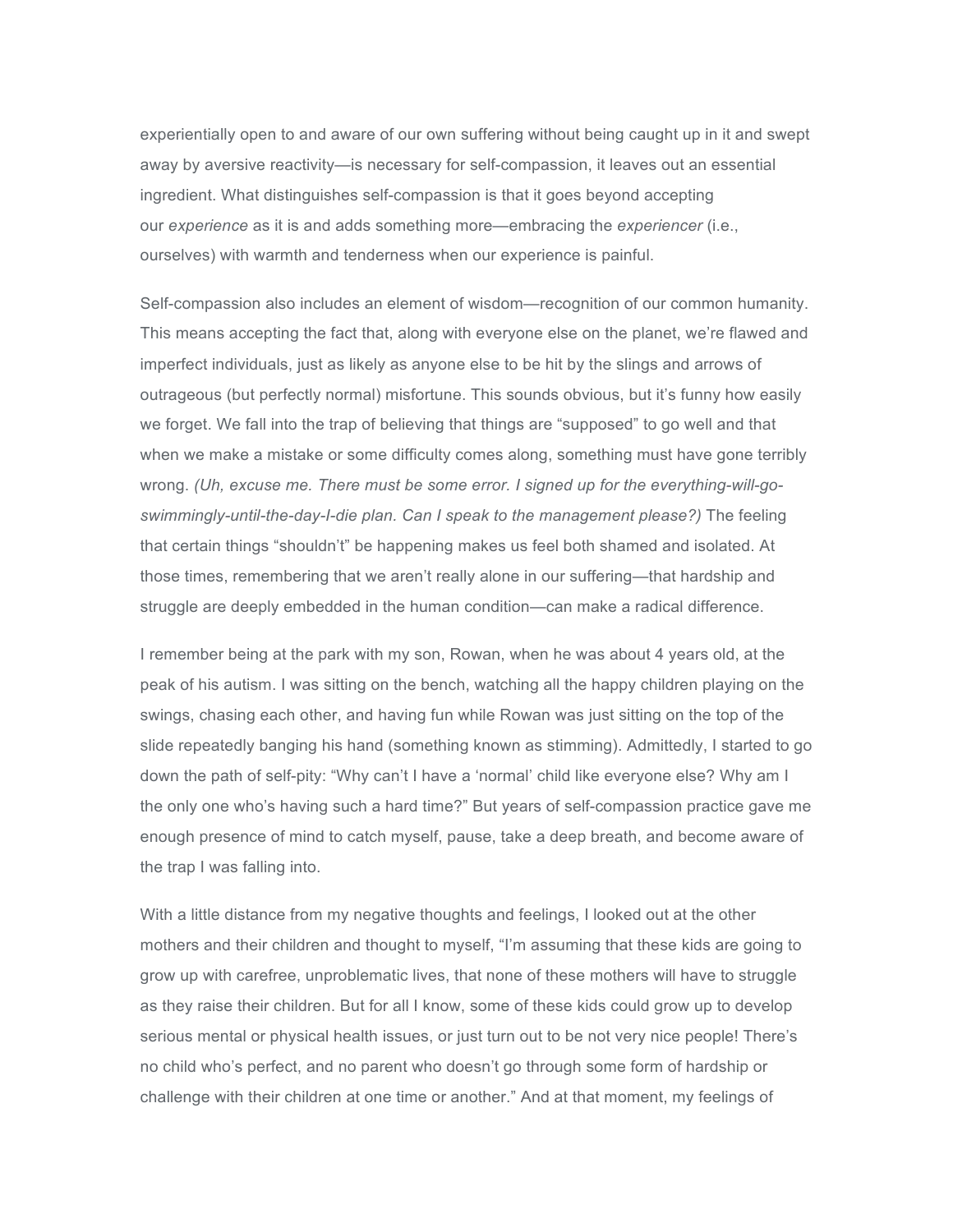experientially open to and aware of our own suffering without being caught up in it and swept away by aversive reactivity—is necessary for self-compassion, it leaves out an essential ingredient. What distinguishes self-compassion is that it goes beyond accepting our *experience* as it is and adds something more—embracing the *experiencer* (i.e., ourselves) with warmth and tenderness when our experience is painful.

Self-compassion also includes an element of wisdom—recognition of our common humanity. This means accepting the fact that, along with everyone else on the planet, we're flawed and imperfect individuals, just as likely as anyone else to be hit by the slings and arrows of outrageous (but perfectly normal) misfortune. This sounds obvious, but it's funny how easily we forget. We fall into the trap of believing that things are "supposed" to go well and that when we make a mistake or some difficulty comes along, something must have gone terribly wrong. *(Uh, excuse me. There must be some error. I signed up for the everything-will-go-swimmingly-until-the-day-I-die plan. Can I speak to the management please?)* The feeling that certain things "shouldn't" be happening makes us feel both shamed and isolated. At those times, remembering that we aren't really alone in our suffering—that hardship and struggle are deeply embedded in the human condition—can make a radical difference.

I remember being at the park with my son, Rowan, when he was about 4 years old, at the peak of his autism. I was sitting on the bench, watching all the happy children playing on the swings, chasing each other, and having fun while Rowan was just sitting on the top of the slide repeatedly banging his hand (something known as stimming). Admittedly, I started to go down the path of self-pity: "Why can't I have a 'normal' child like everyone else? Why am I the only one who's having such a hard time?" But years of self-compassion practice gave me enough presence of mind to catch myself, pause, take a deep breath, and become aware of the trap I was falling into.

With a little distance from my negative thoughts and feelings, I looked out at the other mothers and their children and thought to myself, "I'm assuming that these kids are going to grow up with carefree, unproblematic lives, that none of these mothers will have to struggle as they raise their children. But for all I know, some of these kids could grow up to develop serious mental or physical health issues, or just turn out to be not very nice people! There's no child who's perfect, and no parent who doesn't go through some form of hardship or challenge with their children at one time or another." And at that moment, my feelings of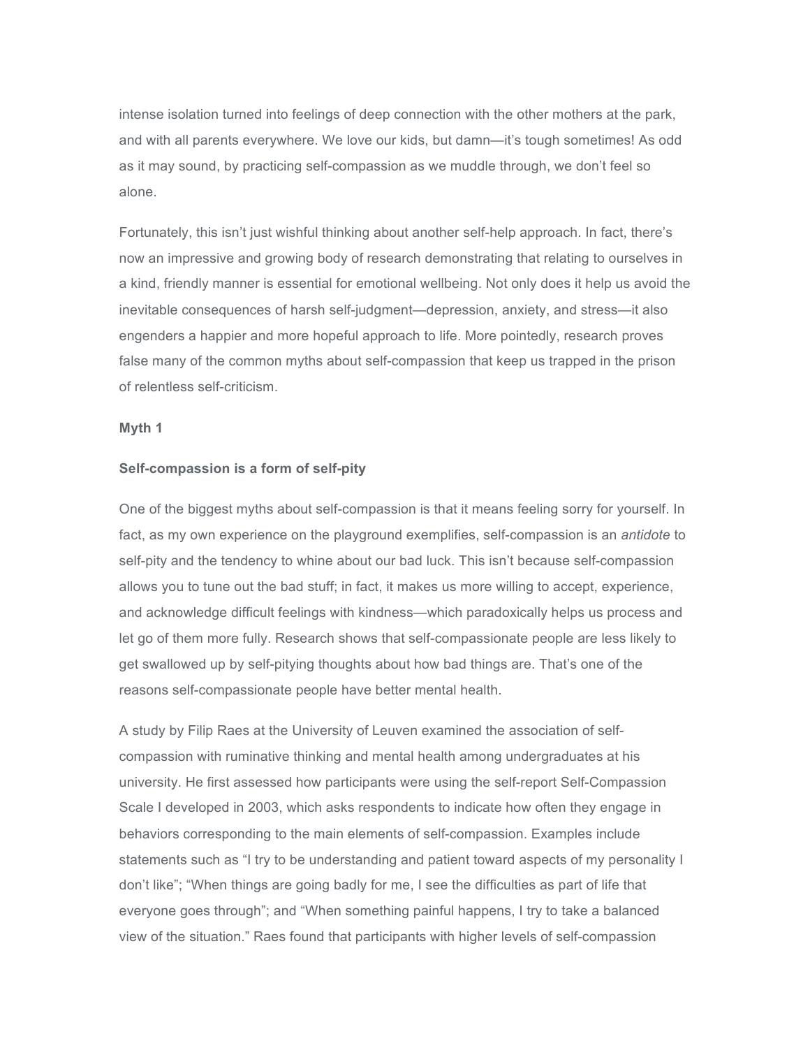intense isolation turned into feelings of deep connection with the other mothers at the park, and with all parents everywhere. We love our kids, but damn—it's tough sometimes! As odd as it may sound, by practicing self-compassion as we muddle through, we don't feel so alone.

Fortunately, this isn't just wishful thinking about another self-help approach. In fact, there's now an impressive and growing body of research demonstrating that relating to ourselves in a kind, friendly manner is essential for emotional wellbeing. Not only does it help us avoid the inevitable consequences of harsh self-judgment—depression, anxiety, and stress—it also engenders a happier and more hopeful approach to life. More pointedly, research proves false many of the common myths about self-compassion that keep us trapped in the prison of relentless self-criticism.

**Myth 1**

**Self-compassion is a form of self-pity**

One of the biggest myths about self-compassion is that it means feeling sorry for yourself. In fact, as my own experience on the playground exemplifies, self-compassion is an *antidote* to self-pity and the tendency to whine about our bad luck. This isn't because self-compassion allows you to tune out the bad stuff; in fact, it makes us more willing to accept, experience, and acknowledge difficult feelings with kindness—which paradoxically helps us process and let go of them more fully. Research shows that self-compassionate people are less likely to get swallowed up by self-pitying thoughts about how bad things are. That's one of the reasons self-compassionate people have better mental health.

A study by Filip Raes at the University of Leuven examined the association of self-compassion with ruminative thinking and mental health among undergraduates at his university. He first assessed how participants were using the self-report Self-Compassion Scale I developed in 2003, which asks respondents to indicate how often they engage in behaviors corresponding to the main elements of self-compassion. Examples include statements such as "I try to be understanding and patient toward aspects of my personality I don't like"; "When things are going badly for me, I see the difficulties as part of life that everyone goes through"; and "When something painful happens, I try to take a balanced view of the situation." Raes found that participants with higher levels of self-compassion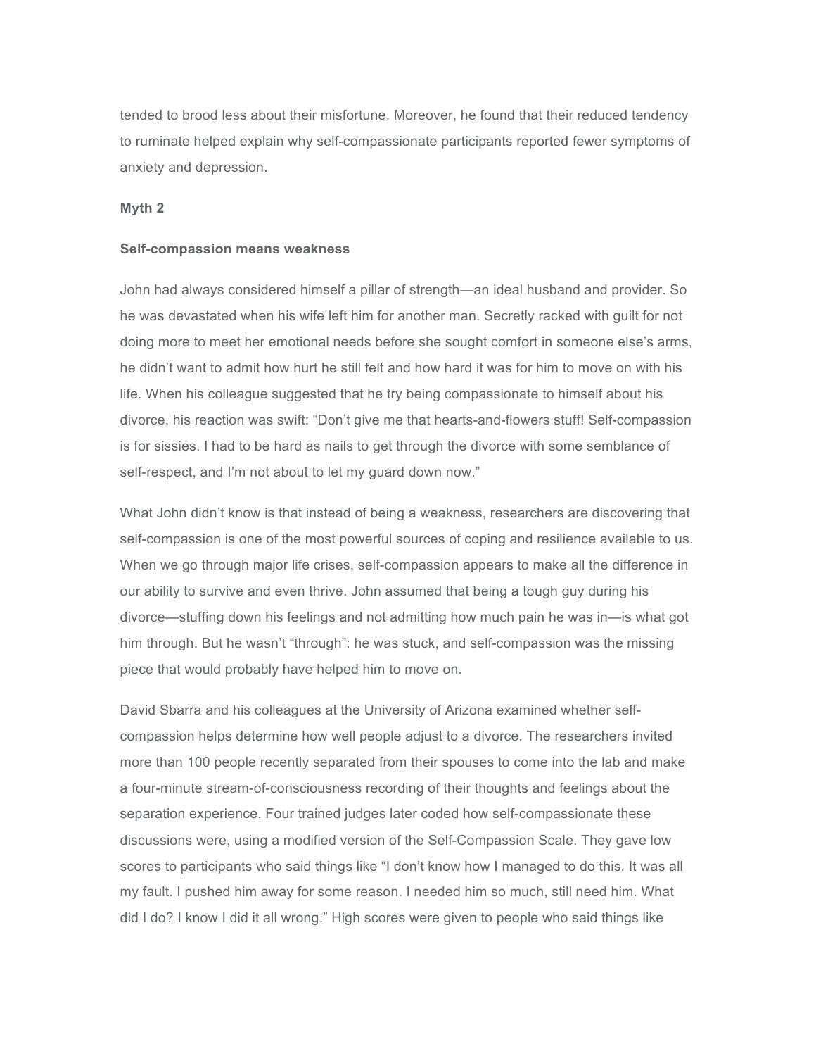tended to brood less about their misfortune. Moreover, he found that their reduced tendency to ruminate helped explain why self-compassionate participants reported fewer symptoms of anxiety and depression.

**Myth 2**

**Self-compassion means weakness**

John had always considered himself a pillar of strength—an ideal husband and provider. So he was devastated when his wife left him for another man. Secretly racked with guilt for not doing more to meet her emotional needs before she sought comfort in someone else's arms, he didn't want to admit how hurt he still felt and how hard it was for him to move on with his life. When his colleague suggested that he try being compassionate to himself about his divorce, his reaction was swift: "Don't give me that hearts-and-flowers stuff! Self-compassion is for sissies. I had to be hard as nails to get through the divorce with some semblance of self-respect, and I'm not about to let my guard down now."

What John didn't know is that instead of being a weakness, researchers are discovering that self-compassion is one of the most powerful sources of coping and resilience available to us. When we go through major life crises, self-compassion appears to make all the difference in our ability to survive and even thrive. John assumed that being a tough guy during his divorce—stuffing down his feelings and not admitting how much pain he was in—is what got him through. But he wasn't "through": he was stuck, and self-compassion was the missing piece that would probably have helped him to move on.

David Sbarra and his colleagues at the University of Arizona examined whether self-compassion helps determine how well people adjust to a divorce. The researchers invited more than 100 people recently separated from their spouses to come into the lab and make a four-minute stream-of-consciousness recording of their thoughts and feelings about the separation experience. Four trained judges later coded how self-compassionate these discussions were, using a modified version of the Self-Compassion Scale. They gave low scores to participants who said things like "I don't know how I managed to do this. It was all my fault. I pushed him away for some reason. I needed him so much, still need him. What did I do? I know I did it all wrong." High scores were given to people who said things like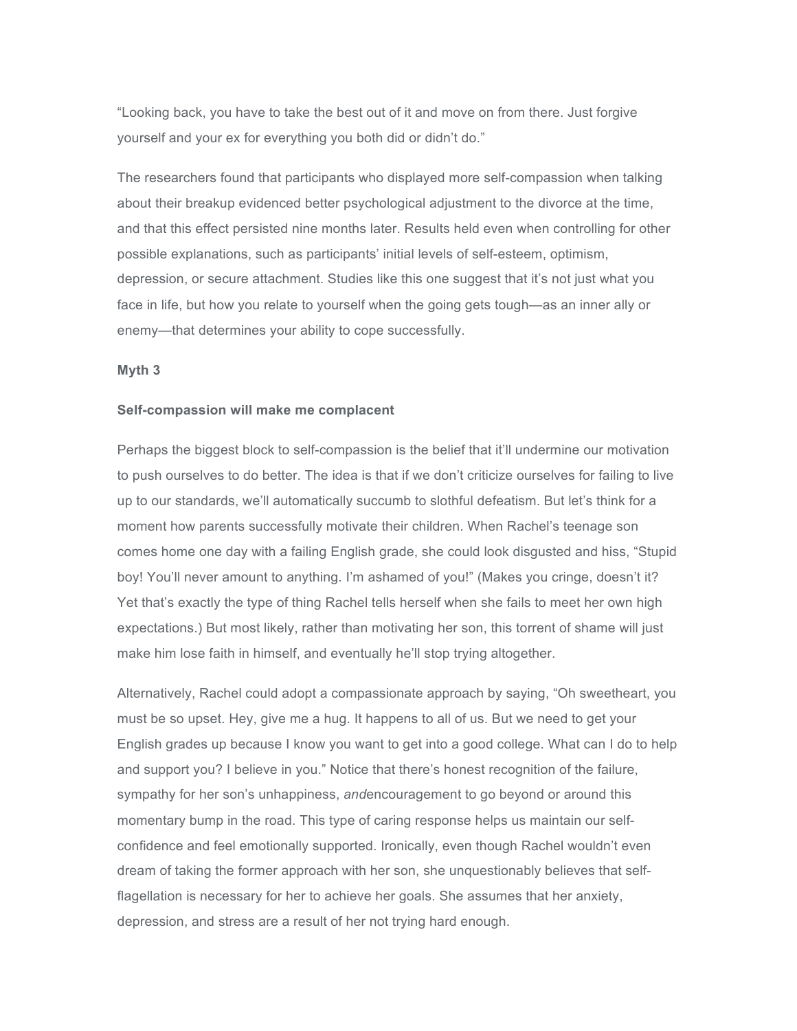"Looking back, you have to take the best out of it and move on from there. Just forgive yourself and your ex for everything you both did or didn't do."

The researchers found that participants who displayed more self-compassion when talking about their breakup evidenced better psychological adjustment to the divorce at the time, and that this effect persisted nine months later. Results held even when controlling for other possible explanations, such as participants' initial levels of self-esteem, optimism, depression, or secure attachment. Studies like this one suggest that it's not just what you face in life, but how you relate to yourself when the going gets tough—as an inner ally or enemy—that determines your ability to cope successfully.

**Myth 3**

**Self-compassion will make me complacent**

Perhaps the biggest block to self-compassion is the belief that it'll undermine our motivation to push ourselves to do better. The idea is that if we don't criticize ourselves for failing to live up to our standards, we'll automatically succumb to slothful defeatism. But let's think for a moment how parents successfully motivate their children. When Rachel's teenage son comes home one day with a failing English grade, she could look disgusted and hiss, "Stupid boy! You'll never amount to anything. I'm ashamed of you!" (Makes you cringe, doesn't it? Yet that's exactly the type of thing Rachel tells herself when she fails to meet her own high expectations.) But most likely, rather than motivating her son, this torrent of shame will just make him lose faith in himself, and eventually he'll stop trying altogether.

Alternatively, Rachel could adopt a compassionate approach by saying, "Oh sweetheart, you must be so upset. Hey, give me a hug. It happens to all of us. But we need to get your English grades up because I know you want to get into a good college. What can I do to help and support you? I believe in you." Notice that there's honest recognition of the failure, sympathy for her son's unhappiness, *and*encouragement to go beyond or around this momentary bump in the road. This type of caring response helps us maintain our self-confidence and feel emotionally supported. Ironically, even though Rachel wouldn't even dream of taking the former approach with her son, she unquestionably believes that self-flagellation is necessary for her to achieve her goals. She assumes that her anxiety, depression, and stress are a result of her not trying hard enough.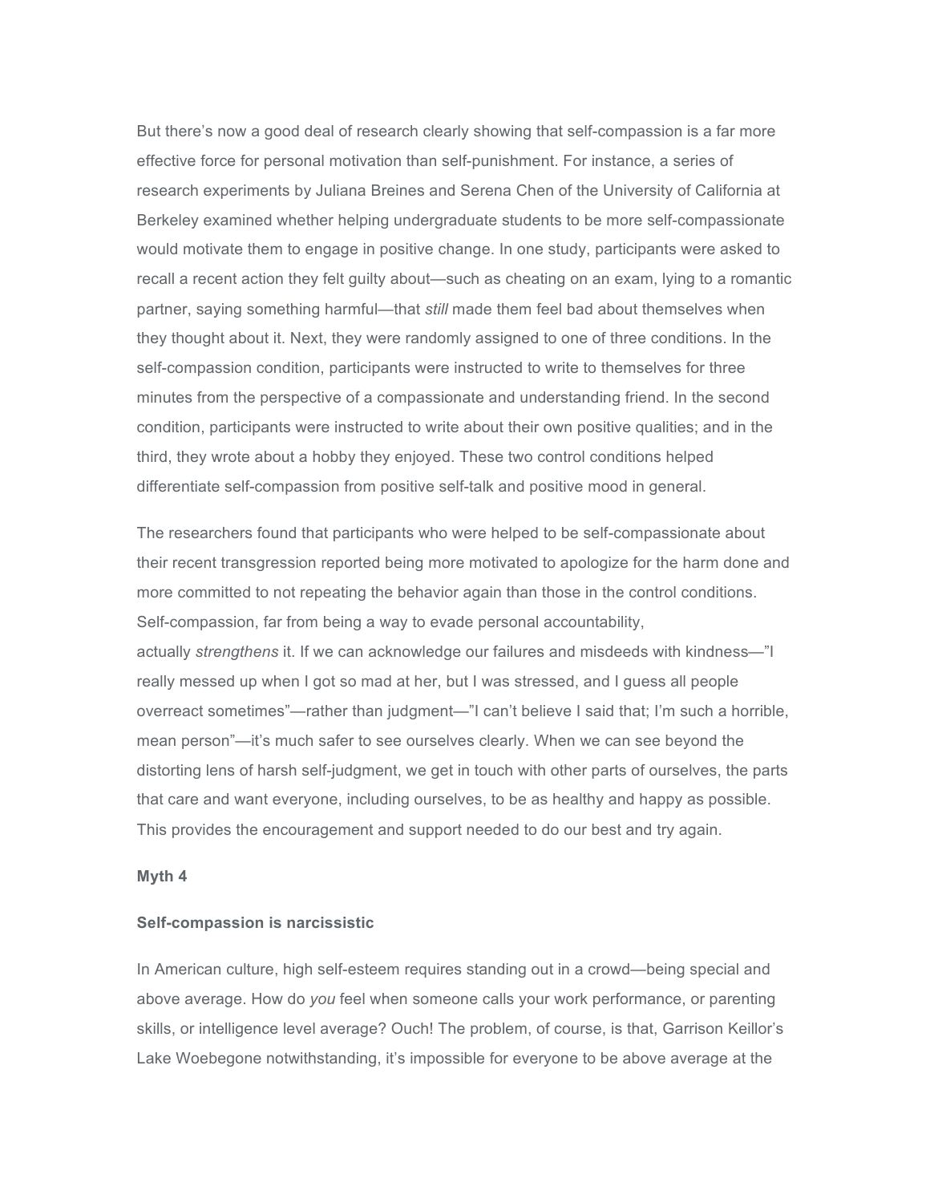But there's now a good deal of research clearly showing that self-compassion is a far more effective force for personal motivation than self-punishment. For instance, a series of research experiments by Juliana Breines and Serena Chen of the University of California at Berkeley examined whether helping undergraduate students to be more self-compassionate would motivate them to engage in positive change. In one study, participants were asked to recall a recent action they felt guilty about—such as cheating on an exam, lying to a romantic partner, saying something harmful—that *still* made them feel bad about themselves when they thought about it. Next, they were randomly assigned to one of three conditions. In the self-compassion condition, participants were instructed to write to themselves for three minutes from the perspective of a compassionate and understanding friend. In the second condition, participants were instructed to write about their own positive qualities; and in the third, they wrote about a hobby they enjoyed. These two control conditions helped differentiate self-compassion from positive self-talk and positive mood in general.

The researchers found that participants who were helped to be self-compassionate about their recent transgression reported being more motivated to apologize for the harm done and more committed to not repeating the behavior again than those in the control conditions. Self-compassion, far from being a way to evade personal accountability, actually *strengthens* it. If we can acknowledge our failures and misdeeds with kindness—"I really messed up when I got so mad at her, but I was stressed, and I guess all people overreact sometimes"—rather than judgment—"I can't believe I said that; I'm such a horrible, mean person"—it's much safer to see ourselves clearly. When we can see beyond the distorting lens of harsh self-judgment, we get in touch with other parts of ourselves, the parts that care and want everyone, including ourselves, to be as healthy and happy as possible. This provides the encouragement and support needed to do our best and try again.

**Myth 4**

**Self-compassion is narcissistic**

In American culture, high self-esteem requires standing out in a crowd—being special and above average. How do *you* feel when someone calls your work performance, or parenting skills, or intelligence level average? Ouch! The problem, of course, is that, Garrison Keillor's Lake Woebegone notwithstanding, it's impossible for everyone to be above average at the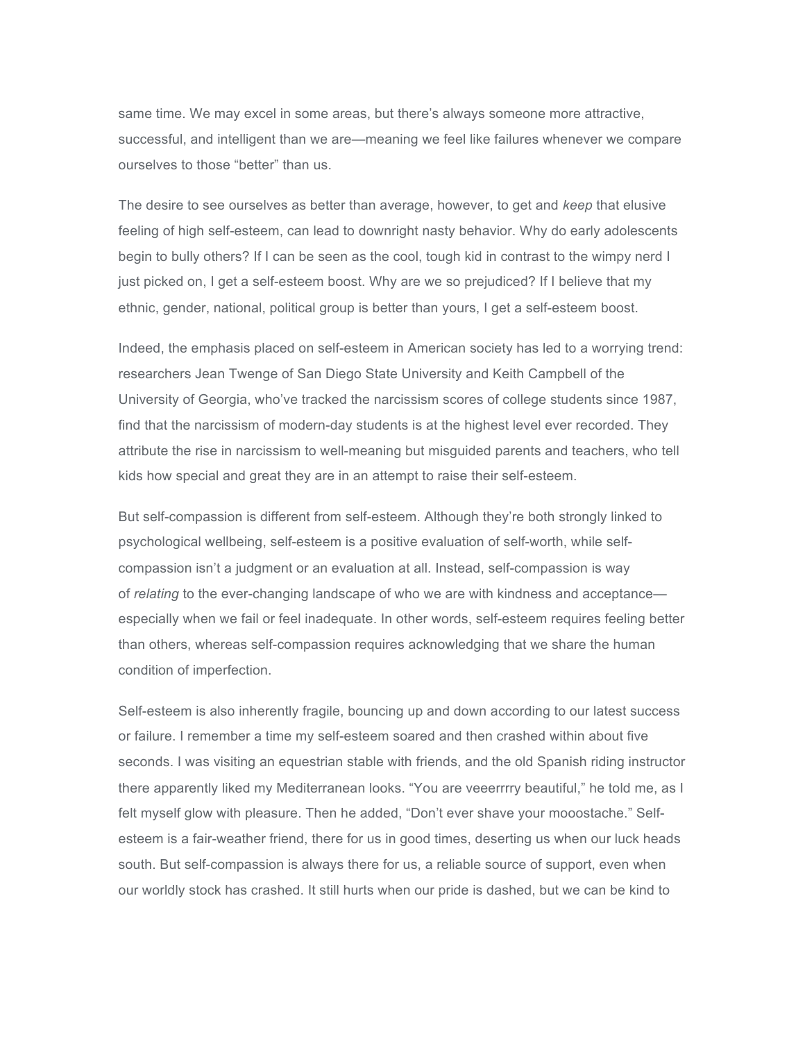same time. We may excel in some areas, but there's always someone more attractive, successful, and intelligent than we are—meaning we feel like failures whenever we compare ourselves to those "better" than us.

The desire to see ourselves as better than average, however, to get and *keep* that elusive feeling of high self-esteem, can lead to downright nasty behavior. Why do early adolescents begin to bully others? If I can be seen as the cool, tough kid in contrast to the wimpy nerd I just picked on, I get a self-esteem boost. Why are we so prejudiced? If I believe that my ethnic, gender, national, political group is better than yours, I get a self-esteem boost.

Indeed, the emphasis placed on self-esteem in American society has led to a worrying trend: researchers Jean Twenge of San Diego State University and Keith Campbell of the University of Georgia, who've tracked the narcissism scores of college students since 1987, find that the narcissism of modern-day students is at the highest level ever recorded. They attribute the rise in narcissism to well-meaning but misguided parents and teachers, who tell kids how special and great they are in an attempt to raise their self-esteem.

But self-compassion is different from self-esteem. Although they're both strongly linked to psychological wellbeing, self-esteem is a positive evaluation of self-worth, while self-compassion isn't a judgment or an evaluation at all. Instead, self-compassion is way of *relating* to the ever-changing landscape of who we are with kindness and acceptance—especially when we fail or feel inadequate. In other words, self-esteem requires feeling better than others, whereas self-compassion requires acknowledging that we share the human condition of imperfection.

Self-esteem is also inherently fragile, bouncing up and down according to our latest success or failure. I remember a time my self-esteem soared and then crashed within about five seconds. I was visiting an equestrian stable with friends, and the old Spanish riding instructor there apparently liked my Mediterranean looks. "You are veeerrrry beautiful," he told me, as I felt myself glow with pleasure. Then he added, "Don't ever shave your mooostache." Self-esteem is a fair-weather friend, there for us in good times, deserting us when our luck heads south. But self-compassion is always there for us, a reliable source of support, even when our worldly stock has crashed. It still hurts when our pride is dashed, but we can be kind to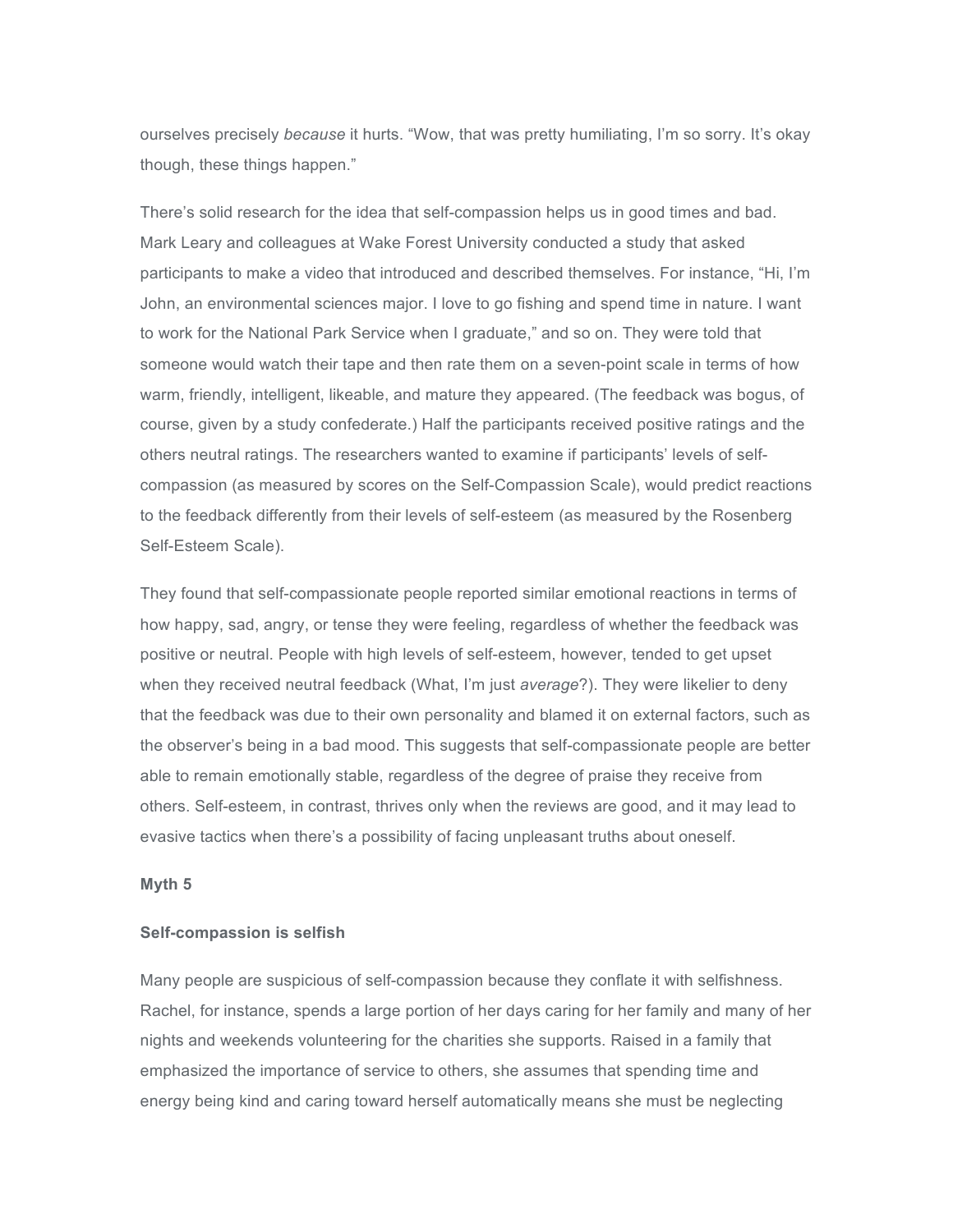ourselves precisely *because* it hurts. "Wow, that was pretty humiliating, I'm so sorry. It's okay though, these things happen."

There's solid research for the idea that self-compassion helps us in good times and bad. Mark Leary and colleagues at Wake Forest University conducted a study that asked participants to make a video that introduced and described themselves. For instance, "Hi, I'm John, an environmental sciences major. I love to go fishing and spend time in nature. I want to work for the National Park Service when I graduate," and so on. They were told that someone would watch their tape and then rate them on a seven-point scale in terms of how warm, friendly, intelligent, likeable, and mature they appeared. (The feedback was bogus, of course, given by a study confederate.) Half the participants received positive ratings and the others neutral ratings. The researchers wanted to examine if participants' levels of self-compassion (as measured by scores on the Self-Compassion Scale), would predict reactions to the feedback differently from their levels of self-esteem (as measured by the Rosenberg Self-Esteem Scale).

They found that self-compassionate people reported similar emotional reactions in terms of how happy, sad, angry, or tense they were feeling, regardless of whether the feedback was positive or neutral. People with high levels of self-esteem, however, tended to get upset when they received neutral feedback (What, I'm just *average*?). They were likelier to deny that the feedback was due to their own personality and blamed it on external factors, such as the observer's being in a bad mood. This suggests that self-compassionate people are better able to remain emotionally stable, regardless of the degree of praise they receive from others. Self-esteem, in contrast, thrives only when the reviews are good, and it may lead to evasive tactics when there's a possibility of facing unpleasant truths about oneself.

**Myth 5**

**Self-compassion is selfish**

Many people are suspicious of self-compassion because they conflate it with selfishness. Rachel, for instance, spends a large portion of her days caring for her family and many of her nights and weekends volunteering for the charities she supports. Raised in a family that emphasized the importance of service to others, she assumes that spending time and energy being kind and caring toward herself automatically means she must be neglecting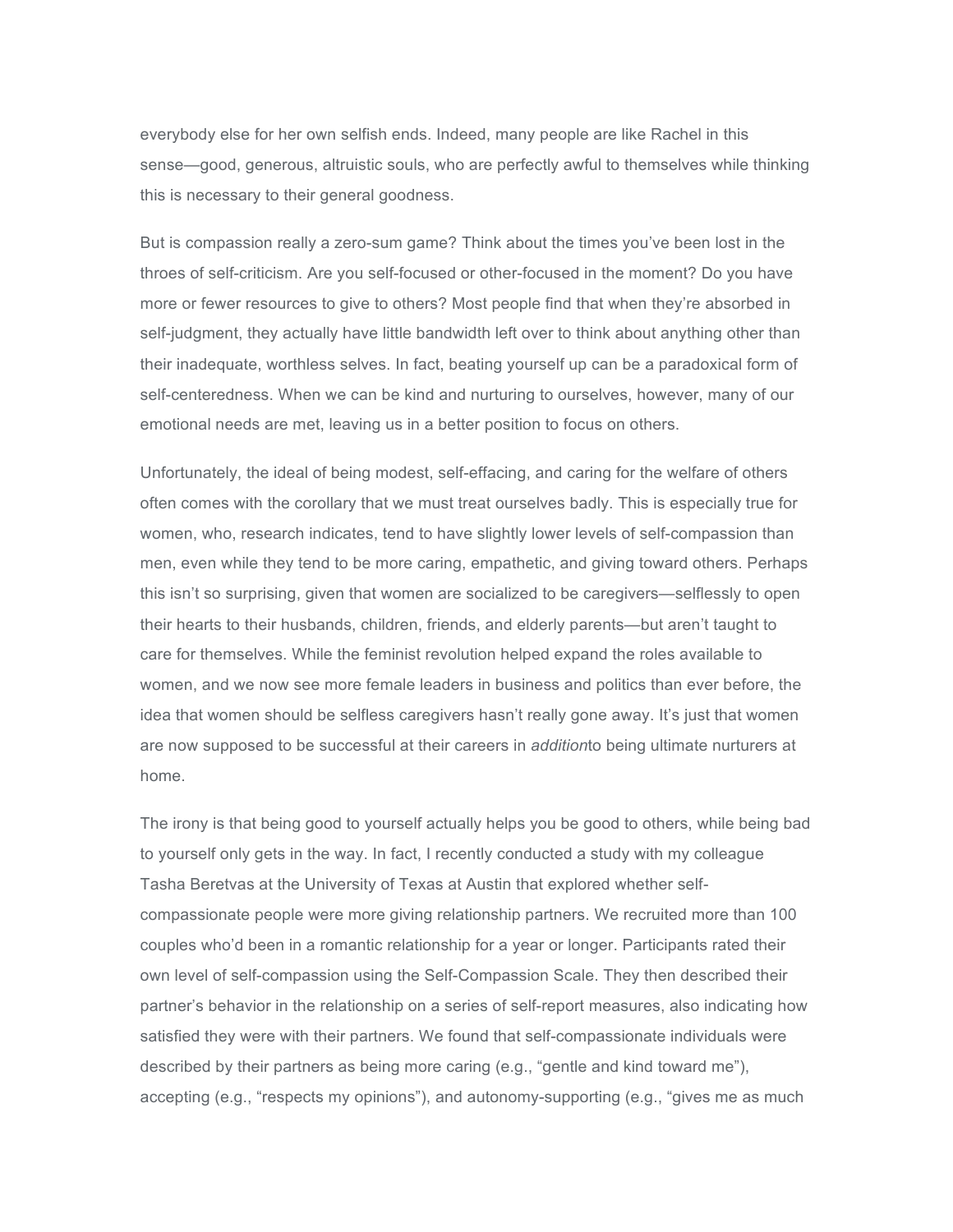everybody else for her own selfish ends. Indeed, many people are like Rachel in this sense—good, generous, altruistic souls, who are perfectly awful to themselves while thinking this is necessary to their general goodness.

But is compassion really a zero-sum game? Think about the times you've been lost in the throes of self-criticism. Are you self-focused or other-focused in the moment? Do you have more or fewer resources to give to others? Most people find that when they're absorbed in self-judgment, they actually have little bandwidth left over to think about anything other than their inadequate, worthless selves. In fact, beating yourself up can be a paradoxical form of self-centeredness. When we can be kind and nurturing to ourselves, however, many of our emotional needs are met, leaving us in a better position to focus on others.

Unfortunately, the ideal of being modest, self-effacing, and caring for the welfare of others often comes with the corollary that we must treat ourselves badly. This is especially true for women, who, research indicates, tend to have slightly lower levels of self-compassion than men, even while they tend to be more caring, empathetic, and giving toward others. Perhaps this isn't so surprising, given that women are socialized to be caregivers—selflessly to open their hearts to their husbands, children, friends, and elderly parents—but aren't taught to care for themselves. While the feminist revolution helped expand the roles available to women, and we now see more female leaders in business and politics than ever before, the idea that women should be selfless caregivers hasn't really gone away. It's just that women are now supposed to be successful at their careers in *addition*to being ultimate nurturers at home.

The irony is that being good to yourself actually helps you be good to others, while being bad to yourself only gets in the way. In fact, I recently conducted a study with my colleague Tasha Beretvas at the University of Texas at Austin that explored whether self-compassionate people were more giving relationship partners. We recruited more than 100 couples who'd been in a romantic relationship for a year or longer. Participants rated their own level of self-compassion using the Self-Compassion Scale. They then described their partner's behavior in the relationship on a series of self-report measures, also indicating how satisfied they were with their partners. We found that self-compassionate individuals were described by their partners as being more caring (e.g., "gentle and kind toward me"), accepting (e.g., "respects my opinions"), and autonomy-supporting (e.g., "gives me as much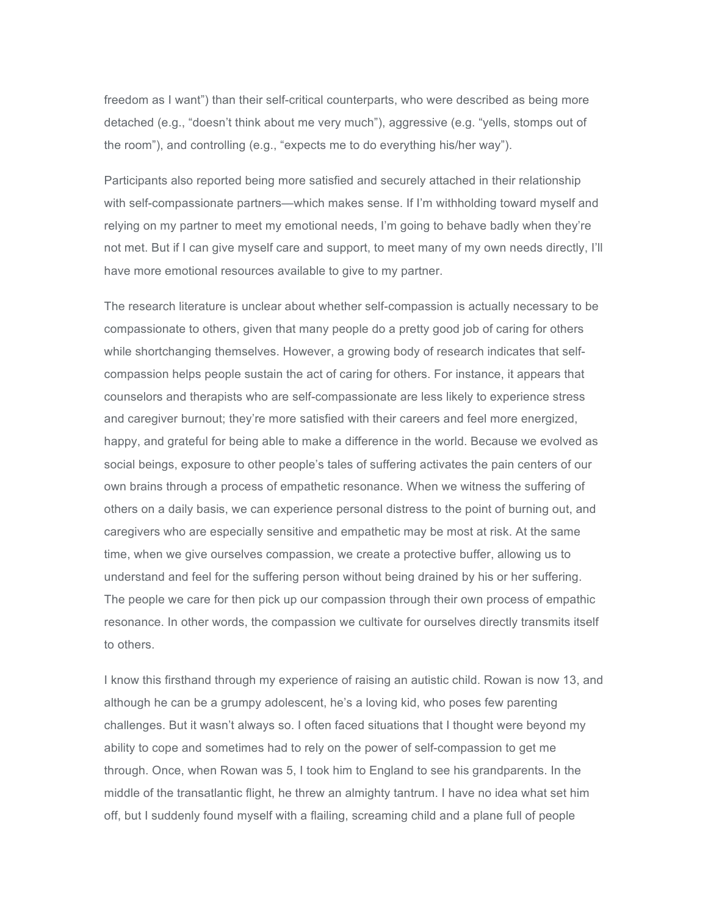freedom as I want") than their self-critical counterparts, who were described as being more detached (e.g., "doesn't think about me very much"), aggressive (e.g. "yells, stomps out of the room"), and controlling (e.g., "expects me to do everything his/her way").

Participants also reported being more satisfied and securely attached in their relationship with self-compassionate partners—which makes sense. If I'm withholding toward myself and relying on my partner to meet my emotional needs, I'm going to behave badly when they're not met. But if I can give myself care and support, to meet many of my own needs directly, I'll have more emotional resources available to give to my partner.

The research literature is unclear about whether self-compassion is actually necessary to be compassionate to others, given that many people do a pretty good job of caring for others while shortchanging themselves. However, a growing body of research indicates that self-compassion helps people sustain the act of caring for others. For instance, it appears that counselors and therapists who are self-compassionate are less likely to experience stress and caregiver burnout; they're more satisfied with their careers and feel more energized, happy, and grateful for being able to make a difference in the world. Because we evolved as social beings, exposure to other people's tales of suffering activates the pain centers of our own brains through a process of empathetic resonance. When we witness the suffering of others on a daily basis, we can experience personal distress to the point of burning out, and caregivers who are especially sensitive and empathetic may be most at risk. At the same time, when we give ourselves compassion, we create a protective buffer, allowing us to understand and feel for the suffering person without being drained by his or her suffering. The people we care for then pick up our compassion through their own process of empathic resonance. In other words, the compassion we cultivate for ourselves directly transmits itself to others.

I know this firsthand through my experience of raising an autistic child. Rowan is now 13, and although he can be a grumpy adolescent, he's a loving kid, who poses few parenting challenges. But it wasn't always so. I often faced situations that I thought were beyond my ability to cope and sometimes had to rely on the power of self-compassion to get me through. Once, when Rowan was 5, I took him to England to see his grandparents. In the middle of the transatlantic flight, he threw an almighty tantrum. I have no idea what set him off, but I suddenly found myself with a flailing, screaming child and a plane full of people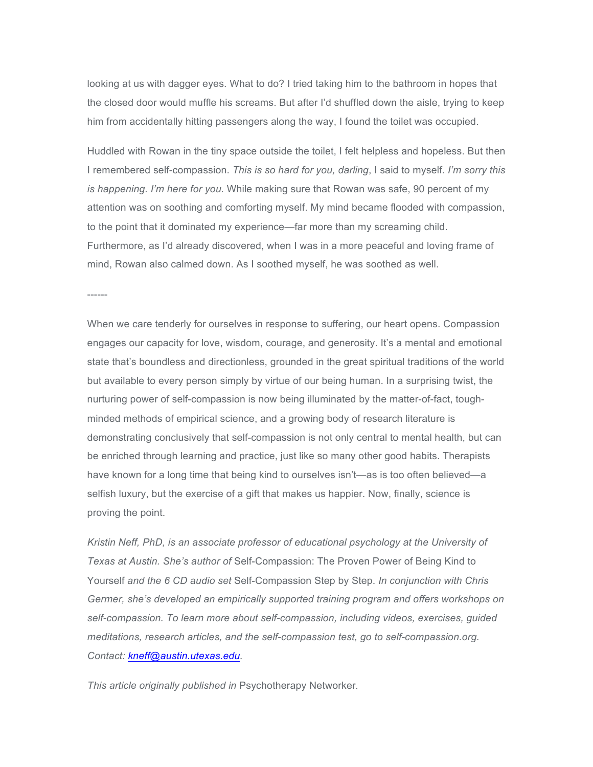looking at us with dagger eyes. What to do? I tried taking him to the bathroom in hopes that the closed door would muffle his screams. But after I'd shuffled down the aisle, trying to keep him from accidentally hitting passengers along the way, I found the toilet was occupied.

Huddled with Rowan in the tiny space outside the toilet, I felt helpless and hopeless. But then I remembered self-compassion. *This is so hard for you, darling*, I said to myself. *I'm sorry this is happening. I'm here for you.* While making sure that Rowan was safe, 90 percent of my attention was on soothing and comforting myself. My mind became flooded with compassion, to the point that it dominated my experience—far more than my screaming child. Furthermore, as I'd already discovered, when I was in a more peaceful and loving frame of mind, Rowan also calmed down. As I soothed myself, he was soothed as well.

------

When we care tenderly for ourselves in response to suffering, our heart opens. Compassion engages our capacity for love, wisdom, courage, and generosity. It's a mental and emotional state that's boundless and directionless, grounded in the great spiritual traditions of the world but available to every person simply by virtue of our being human. In a surprising twist, the nurturing power of self-compassion is now being illuminated by the matter-of-fact, tough-minded methods of empirical science, and a growing body of research literature is demonstrating conclusively that self-compassion is not only central to mental health, but can be enriched through learning and practice, just like so many other good habits. Therapists have known for a long time that being kind to ourselves isn't—as is too often believed—a selfish luxury, but the exercise of a gift that makes us happier. Now, finally, science is proving the point.

*Kristin Neff, PhD, is an associate professor of educational psychology at the University of Texas at Austin. She's author of* Self-Compassion: The Proven Power of Being Kind to Yourself *and the 6 CD audio set* Self-Compassion Step by Step. *In conjunction with Chris Germer, she's developed an empirically supported training program and offers workshops on self-compassion. To learn more about self-compassion, including videos, exercises, guided meditations, research articles, and the self-compassion test, go to self-compassion.org. Contact: kneff@austin.utexas.edu.*

*This article originally published in* Psychotherapy Networker.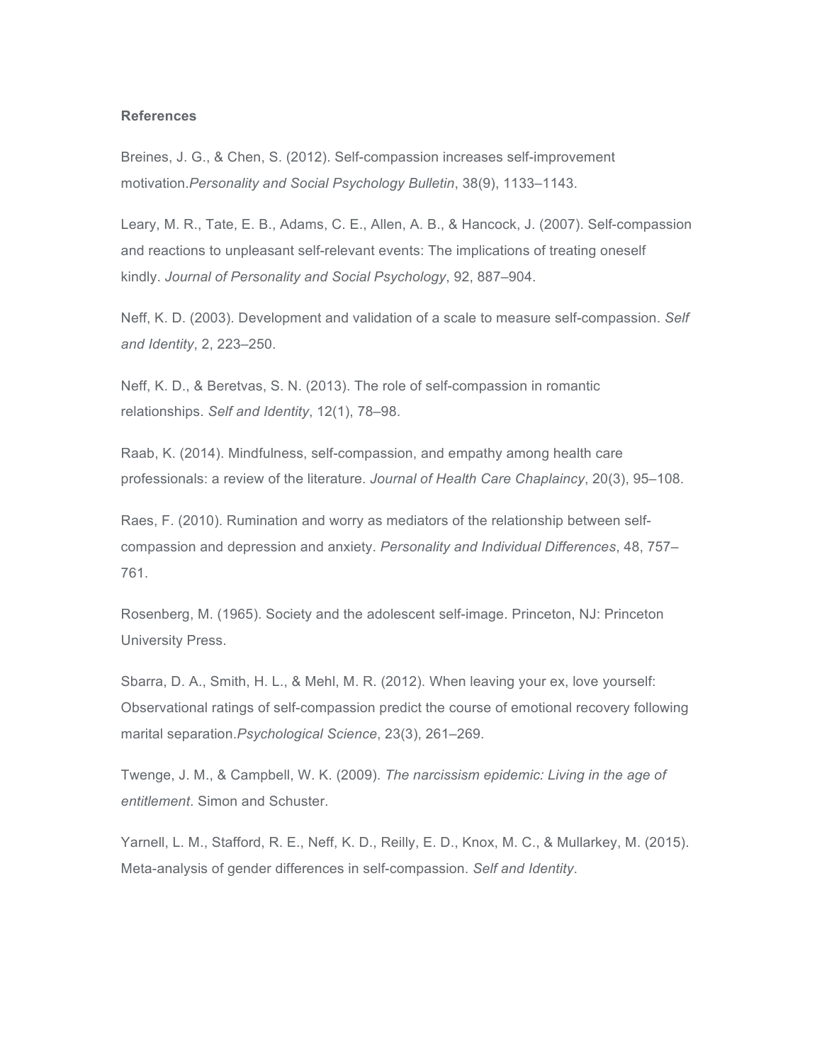**References**

Breines, J. G., & Chen, S. (2012). Self-compassion increases self-improvement motivation.*Personality and Social Psychology Bulletin*, 38(9), 1133–1143.

Leary, M. R., Tate, E. B., Adams, C. E., Allen, A. B., & Hancock, J. (2007). Self-compassion and reactions to unpleasant self-relevant events: The implications of treating oneself kindly. *Journal of Personality and Social Psychology*, 92, 887–904.

Neff, K. D. (2003). Development and validation of a scale to measure self-compassion. *Self and Identity*, 2, 223–250.

Neff, K. D., & Beretvas, S. N. (2013). The role of self-compassion in romantic relationships. *Self and Identity*, 12(1), 78–98.

Raab, K. (2014). Mindfulness, self-compassion, and empathy among health care professionals: a review of the literature. *Journal of Health Care Chaplaincy*, 20(3), 95–108.

Raes, F. (2010). Rumination and worry as mediators of the relationship between self-compassion and depression and anxiety. *Personality and Individual Differences*, 48, 757–761.

Rosenberg, M. (1965). Society and the adolescent self-image. Princeton, NJ: Princeton University Press.

Sbarra, D. A., Smith, H. L., & Mehl, M. R. (2012). When leaving your ex, love yourself: Observational ratings of self-compassion predict the course of emotional recovery following marital separation.*Psychological Science*, 23(3), 261–269.

Twenge, J. M., & Campbell, W. K. (2009). *The narcissism epidemic: Living in the age of entitlement*. Simon and Schuster.

Yarnell, L. M., Stafford, R. E., Neff, K. D., Reilly, E. D., Knox, M. C., & Mullarkey, M. (2015). Meta-analysis of gender differences in self-compassion. *Self and Identity*.